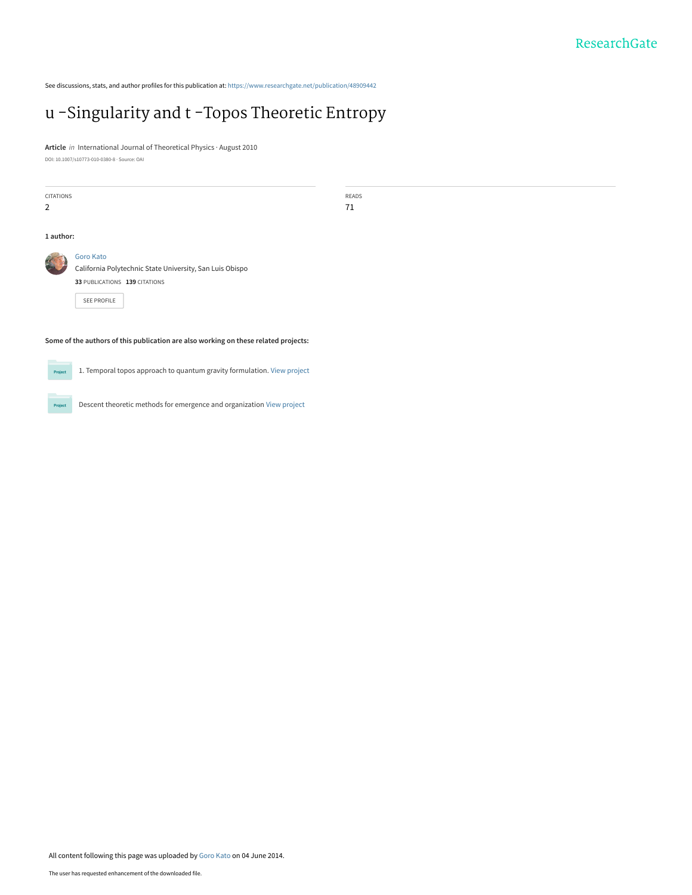See discussions, stats, and author profiles for this publication at: https://www.researchgate.net/publication/48909442

# u -Singularity and t -Topos Theoretic Entropy

**Article** *in* International Journal of Theoretical Physics · August 2010

DOI: 10.1007/s10773-010-0380-8 · Source: OAI

CITATIONS
2

READS
71

**1 author:**

Goro Kato
California Polytechnic State University, San Luis Obispo
**33** PUBLICATIONS **139** CITATIONS

SEE PROFILE

**Some of the authors of this publication are also working on these related projects:**

1. Temporal topos approach to quantum gravity formulation. View project

Descent theoretic methods for emergence and organization View project

All content following this page was uploaded by Goro Kato on 04 June 2014.

The user has requested enhancement of the downloaded file.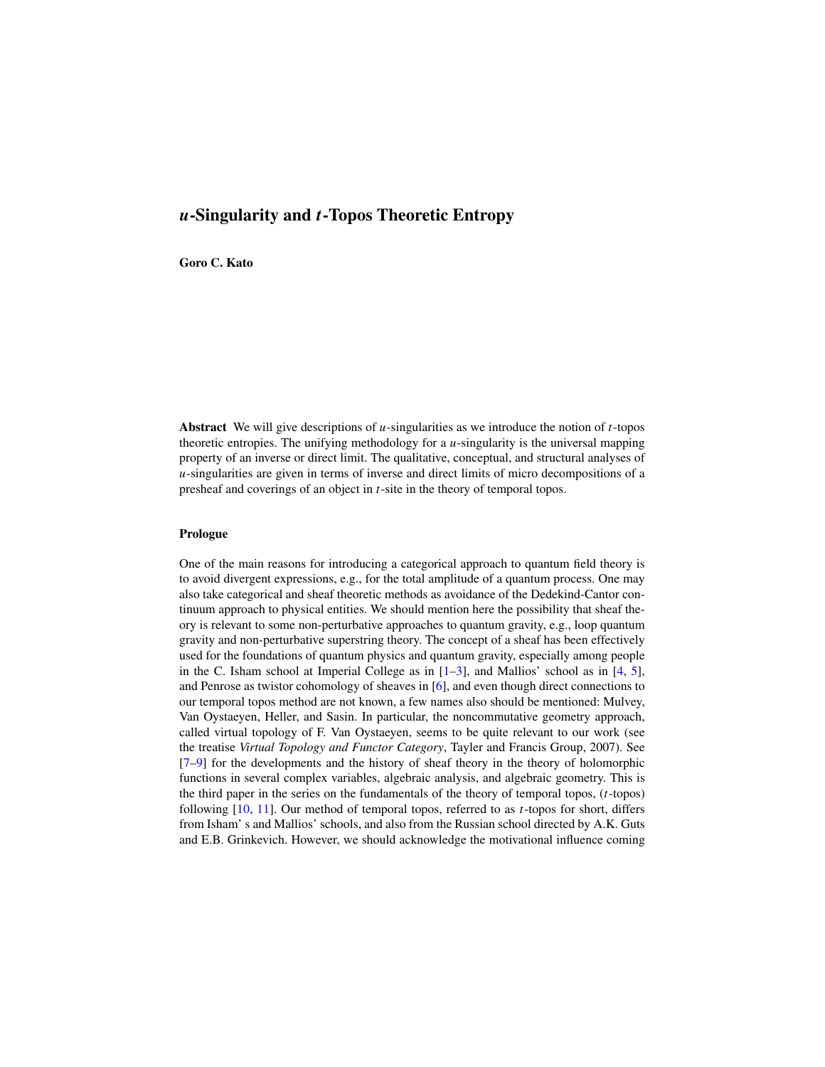# *u*-Singularity and *t*-Topos Theoretic Entropy

**Goro C. Kato**

**Abstract** We will give descriptions of $u$-singularities as we introduce the notion of $t$-topos theoretic entropies. The unifying methodology for a $u$-singularity is the universal mapping property of an inverse or direct limit. The qualitative, conceptual, and structural analyses of $u$-singularities are given in terms of inverse and direct limits of micro decompositions of a presheaf and coverings of an object in $t$-site in the theory of temporal topos.

**Prologue**

One of the main reasons for introducing a categorical approach to quantum field theory is to avoid divergent expressions, e.g., for the total amplitude of a quantum process. One may also take categorical and sheaf theoretic methods as avoidance of the Dedekind-Cantor continuum approach to physical entities. We should mention here the possibility that sheaf theory is relevant to some non-perturbative approaches to quantum gravity, e.g., loop quantum gravity and non-perturbative superstring theory. The concept of a sheaf has been effectively used for the foundations of quantum physics and quantum gravity, especially among people in the C. Isham school at Imperial College as in [1–3], and Mallios' school as in [4, 5], and Penrose as twistor cohomology of sheaves in [6], and even though direct connections to our temporal topos method are not known, a few names also should be mentioned: Mulvey, Van Oystaeyen, Heller, and Sasin. In particular, the noncommutative geometry approach, called virtual topology of F. Van Oystaeyen, seems to be quite relevant to our work (see the treatise *Virtual Topology and Functor Category*, Tayler and Francis Group, 2007). See [7–9] for the developments and the history of sheaf theory in the theory of holomorphic functions in several complex variables, algebraic analysis, and algebraic geometry. This is the third paper in the series on the fundamentals of the theory of temporal topos, ($t$-topos) following [10, 11]. Our method of temporal topos, referred to as $t$-topos for short, differs from Isham' s and Mallios' schools, and also from the Russian school directed by A.K. Guts and E.B. Grinkevich. However, we should acknowledge the motivational influence coming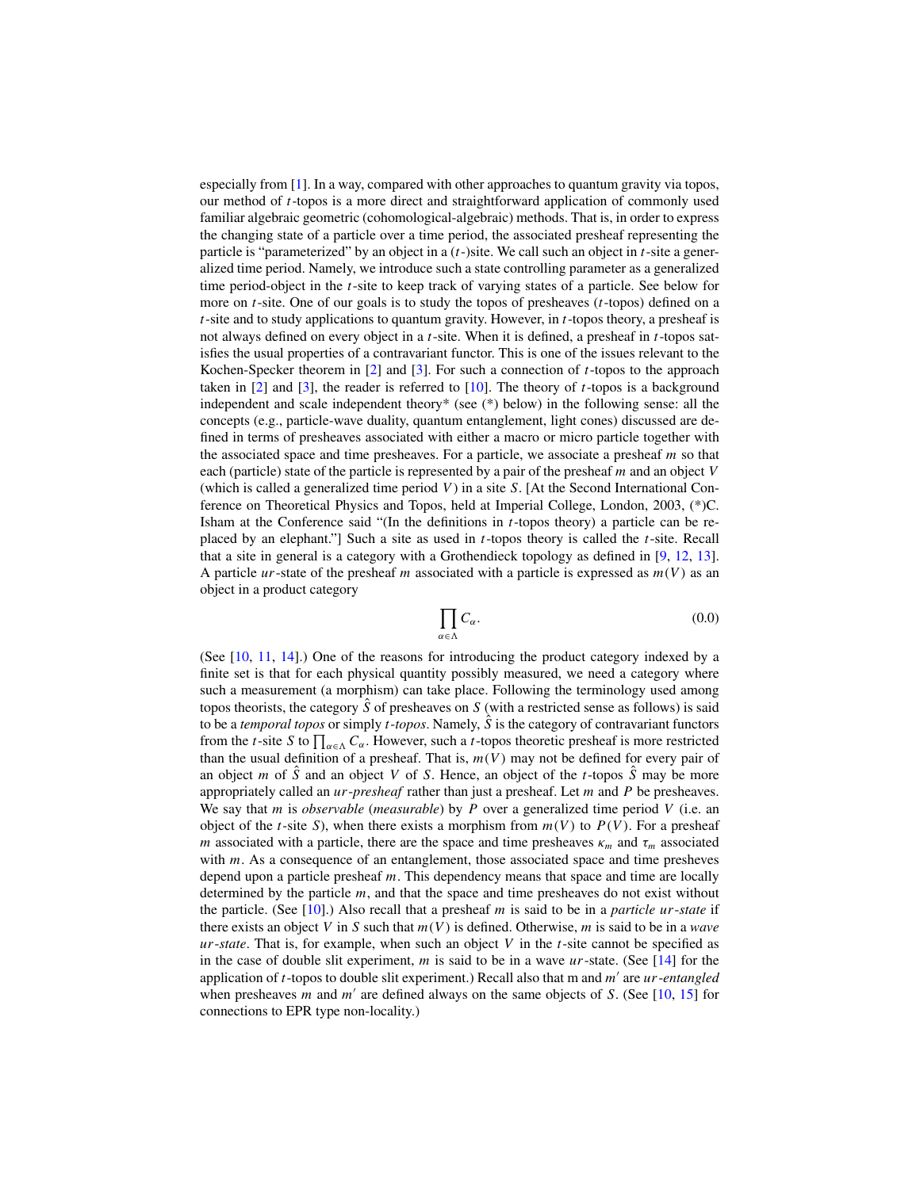especially from [1]. In a way, compared with other approaches to quantum gravity via topos, our method of $t$-topos is a more direct and straightforward application of commonly used familiar algebraic geometric (cohomological-algebraic) methods. That is, in order to express the changing state of a particle over a time period, the associated presheaf representing the particle is "parameterized" by an object in a ($t$-)site. We call such an object in $t$-site a generalized time period. Namely, we introduce such a state controlling parameter as a generalized time period-object in the $t$-site to keep track of varying states of a particle. See below for more on $t$-site. One of our goals is to study the topos of presheaves ($t$-topos) defined on a $t$-site and to study applications to quantum gravity. However, in $t$-topos theory, a presheaf is not always defined on every object in a $t$-site. When it is defined, a presheaf in $t$-topos satisfies the usual properties of a contravariant functor. This is one of the issues relevant to the Kochen-Specker theorem in [2] and [3]. For such a connection of $t$-topos to the approach taken in [2] and [3], the reader is referred to [10]. The theory of $t$-topos is a background independent and scale independent theory* (see (*) below) in the following sense: all the concepts (e.g., particle-wave duality, quantum entanglement, light cones) discussed are defined in terms of presheaves associated with either a macro or micro particle together with the associated space and time presheaves. For a particle, we associate a presheaf $m$ so that each (particle) state of the particle is represented by a pair of the presheaf $m$ and an object $V$ (which is called a generalized time period $V$) in a site $S$. [At the Second International Conference on Theoretical Physics and Topos, held at Imperial College, London, 2003, (*)C. Isham at the Conference said "(In the definitions in $t$-topos theory) a particle can be replaced by an elephant."] Such a site as used in $t$-topos theory is called the $t$-site. Recall that a site in general is a category with a Grothendieck topology as defined in [9, 12, 13]. A particle $ur$-state of the presheaf $m$ associated with a particle is expressed as $m(V)$ as an object in a product category

$$\prod_{\alpha \in \Lambda} C_\alpha. \tag{0.0}$$

(See [10, 11, 14].) One of the reasons for introducing the product category indexed by a finite set is that for each physical quantity possibly measured, we need a category where such a measurement (a morphism) can take place. Following the terminology used among topos theorists, the category $\hat{S}$ of presheaves on $S$ (with a restricted sense as follows) is said to be a *temporal topos* or simply $t$-*topos*. Namely, $\hat{S}$ is the category of contravariant functors from the $t$-site $S$ to $\prod_{\alpha \in \Lambda} C_\alpha$. However, such a $t$-topos theoretic presheaf is more restricted than the usual definition of a presheaf. That is, $m(V)$ may not be defined for every pair of an object $m$ of $\hat{S}$ and an object $V$ of $S$. Hence, an object of the $t$-topos $\hat{S}$ may be more appropriately called an $ur$-*presheaf* rather than just a presheaf. Let $m$ and $P$ be presheaves. We say that $m$ is *observable* (*measurable*) by $P$ over a generalized time period $V$ (i.e. an object of the $t$-site $S$), when there exists a morphism from $m(V)$ to $P(V)$. For a presheaf $m$ associated with a particle, there are the space and time presheaves $\kappa_m$ and $\tau_m$ associated with $m$. As a consequence of an entanglement, those associated space and time presheves depend upon a particle presheaf $m$. This dependency means that space and time are locally determined by the particle $m$, and that the space and time presheaves do not exist without the particle. (See [10].) Also recall that a presheaf $m$ is said to be in a *particle* $ur$-*state* if there exists an object $V$ in $S$ such that $m(V)$ is defined. Otherwise, $m$ is said to be in a *wave* $ur$-*state*. That is, for example, when such an object $V$ in the $t$-site cannot be specified as in the case of double slit experiment, $m$ is said to be in a wave $ur$-state. (See [14] for the application of $t$-topos to double slit experiment.) Recall also that m and $m'$ are $ur$-*entangled* when presheaves $m$ and $m'$ are defined always on the same objects of $S$. (See [10, 15] for connections to EPR type non-locality.)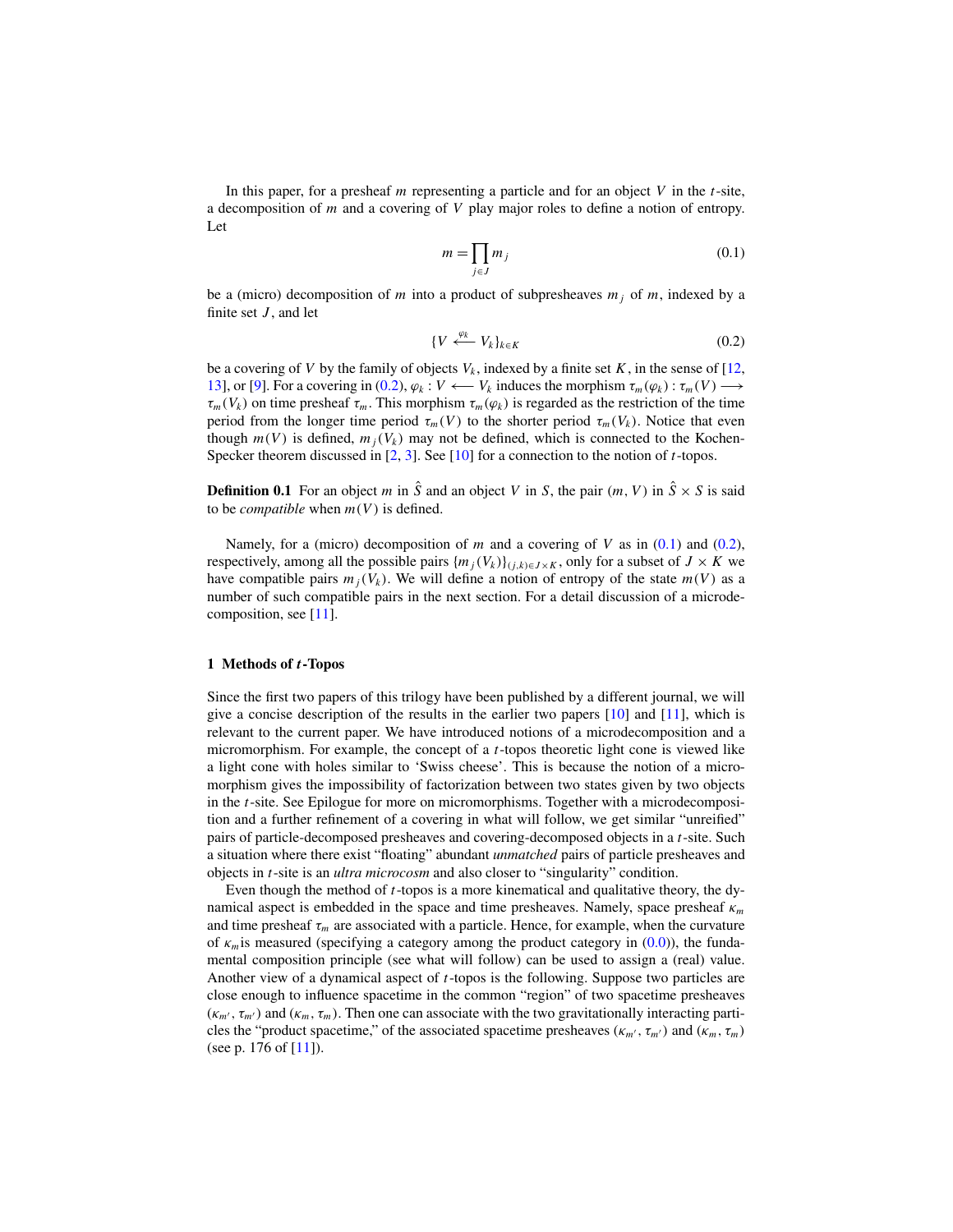In this paper, for a presheaf $m$ representing a particle and for an object $V$ in the $t$-site, a decomposition of $m$ and a covering of $V$ play major roles to define a notion of entropy. Let

$$m = \prod_{j \in J} m_j \tag{0.1}$$

be a (micro) decomposition of $m$ into a product of subpresheaves $m_j$ of $m$, indexed by a finite set $J$, and let

$$\{V \overset{\varphi_k}{\longleftarrow} V_k\}_{k \in K} \tag{0.2}$$

be a covering of $V$ by the family of objects $V_k$, indexed by a finite set $K$, in the sense of [12, 13], or [9]. For a covering in (0.2), $\varphi_k : V \longleftarrow V_k$ induces the morphism $\tau_m(\varphi_k) : \tau_m(V) \longrightarrow \tau_m(V_k)$ on time presheaf $\tau_m$. This morphism $\tau_m(\varphi_k)$ is regarded as the restriction of the time period from the longer time period $\tau_m(V)$ to the shorter period $\tau_m(V_k)$. Notice that even though $m(V)$ is defined, $m_j(V_k)$ may not be defined, which is connected to the Kochen-Specker theorem discussed in [2, 3]. See [10] for a connection to the notion of $t$-topos.

**Definition 0.1** For an object $m$ in $\hat{S}$ and an object $V$ in $S$, the pair $(m, V)$ in $\hat{S} \times S$ is said to be *compatible* when $m(V)$ is defined.

Namely, for a (micro) decomposition of $m$ and a covering of $V$ as in (0.1) and (0.2), respectively, among all the possible pairs $\{m_j(V_k)\}_{(j,k) \in J \times K}$, only for a subset of $J \times K$ we have compatible pairs $m_j(V_k)$. We will define a notion of entropy of the state $m(V)$ as a number of such compatible pairs in the next section. For a detail discussion of a microdecomposition, see [11].

## 1 Methods of $t$-Topos

Since the first two papers of this trilogy have been published by a different journal, we will give a concise description of the results in the earlier two papers [10] and [11], which is relevant to the current paper. We have introduced notions of a microdecomposition and a micromorphism. For example, the concept of a $t$-topos theoretic light cone is viewed like a light cone with holes similar to 'Swiss cheese'. This is because the notion of a micromorphism gives the impossibility of factorization between two states given by two objects in the $t$-site. See Epilogue for more on micromorphisms. Together with a microdecomposition and a further refinement of a covering in what will follow, we get similar "unreified" pairs of particle-decomposed presheaves and covering-decomposed objects in a $t$-site. Such a situation where there exist "floating" abundant *unmatched* pairs of particle presheaves and objects in $t$-site is an *ultra microcosm* and also closer to "singularity" condition.

Even though the method of $t$-topos is a more kinematical and qualitative theory, the dynamical aspect is embedded in the space and time presheaves. Namely, space presheaf $\kappa_m$ and time presheaf $\tau_m$ are associated with a particle. Hence, for example, when the curvature of $\kappa_m$ is measured (specifying a category among the product category in (0.0)), the fundamental composition principle (see what will follow) can be used to assign a (real) value. Another view of a dynamical aspect of $t$-topos is the following. Suppose two particles are close enough to influence spacetime in the common "region" of two spacetime presheaves $(\kappa_{m'}, \tau_{m'})$ and $(\kappa_m, \tau_m)$. Then one can associate with the two gravitationally interacting particles the "product spacetime," of the associated spacetime presheaves $(\kappa_{m'}, \tau_{m'})$ and $(\kappa_m, \tau_m)$ (see p. 176 of [11]).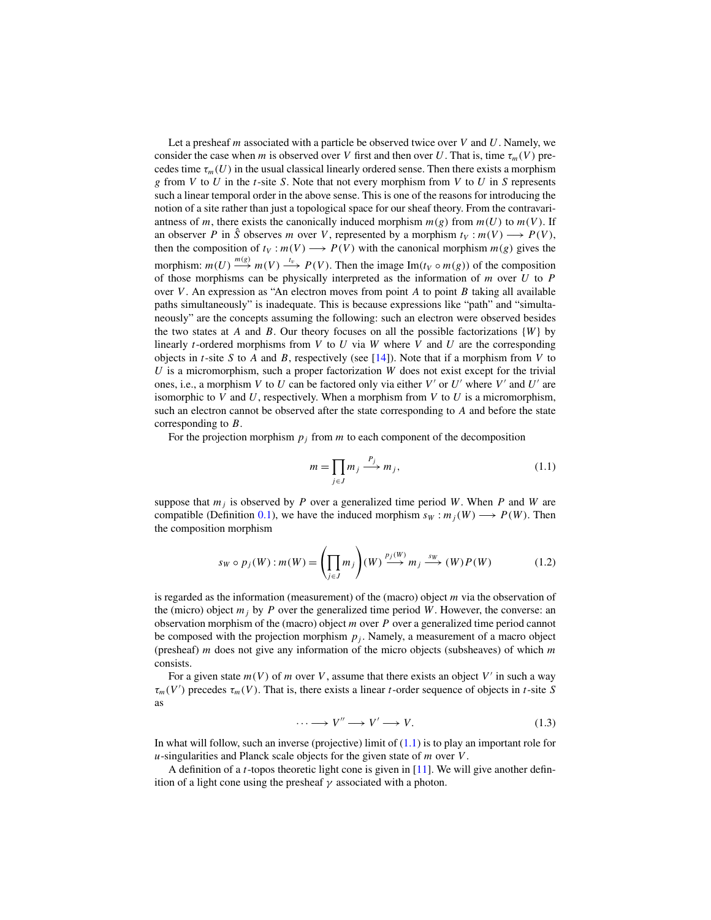Let a presheaf $m$ associated with a particle be observed twice over $V$ and $U$. Namely, we consider the case when $m$ is observed over $V$ first and then over $U$. That is, time $\tau_m(V)$ precedes time $\tau_m(U)$ in the usual classical linearly ordered sense. Then there exists a morphism $g$ from $V$ to $U$ in the $t$-site $S$. Note that not every morphism from $V$ to $U$ in $S$ represents such a linear temporal order in the above sense. This is one of the reasons for introducing the notion of a site rather than just a topological space for our sheaf theory. From the contravariantness of $m$, there exists the canonically induced morphism $m(g)$ from $m(U)$ to $m(V)$. If an observer $P$ in $\hat{S}$ observes $m$ over $V$, represented by a morphism $t_V : m(V) \longrightarrow P(V)$, then the composition of $t_V : m(V) \longrightarrow P(V)$ with the canonical morphism $m(g)$ gives the morphism: $m(U) \xrightarrow{m(g)} m(V) \xrightarrow{t_v} P(V)$. Then the image $\mathrm{Im}(t_V \circ m(g))$ of the composition of those morphisms can be physically interpreted as the information of $m$ over $U$ to $P$ over $V$. An expression as "An electron moves from point $A$ to point $B$ taking all available paths simultaneously" is inadequate. This is because expressions like "path" and "simultaneously" are the concepts assuming the following: such an electron were observed besides the two states at $A$ and $B$. Our theory focuses on all the possible factorizations $\{W\}$ by linearly $t$-ordered morphisms from $V$ to $U$ via $W$ where $V$ and $U$ are the corresponding objects in $t$-site $S$ to $A$ and $B$, respectively (see [14]). Note that if a morphism from $V$ to $U$ is a micromorphism, such a proper factorization $W$ does not exist except for the trivial ones, i.e., a morphism $V$ to $U$ can be factored only via either $V'$ or $U'$ where $V'$ and $U'$ are isomorphic to $V$ and $U$, respectively. When a morphism from $V$ to $U$ is a micromorphism, such an electron cannot be observed after the state corresponding to $A$ and before the state corresponding to $B$.

For the projection morphism $p_j$ from $m$ to each component of the decomposition

$$m = \prod_{j \in J} m_j \xrightarrow{P_j} m_j, \tag{1.1}$$

suppose that $m_j$ is observed by $P$ over a generalized time period $W$. When $P$ and $W$ are compatible (Definition 0.1), we have the induced morphism $s_W : m_j(W) \longrightarrow P(W)$. Then the composition morphism

$$s_W \circ p_j(W) : m(W) = \left(\prod_{j \in J} m_j\right)(W) \xrightarrow{p_j(W)} m_j \xrightarrow{s_W} (W)P(W) \tag{1.2}$$

is regarded as the information (measurement) of the (macro) object $m$ via the observation of the (micro) object $m_j$ by $P$ over the generalized time period $W$. However, the converse: an observation morphism of the (macro) object $m$ over $P$ over a generalized time period cannot be composed with the projection morphism $p_j$. Namely, a measurement of a macro object (presheaf) $m$ does not give any information of the micro objects (subsheaves) of which $m$ consists.

For a given state $m(V)$ of $m$ over $V$, assume that there exists an object $V'$ in such a way $\tau_m(V')$ precedes $\tau_m(V)$. That is, there exists a linear $t$-order sequence of objects in $t$-site $S$ as

$$\cdots \longrightarrow V'' \longrightarrow V' \longrightarrow V. \tag{1.3}$$

In what will follow, such an inverse (projective) limit of (1.1) is to play an important role for $u$-singularities and Planck scale objects for the given state of $m$ over $V$.

A definition of a $t$-topos theoretic light cone is given in [11]. We will give another definition of a light cone using the presheaf $\gamma$ associated with a photon.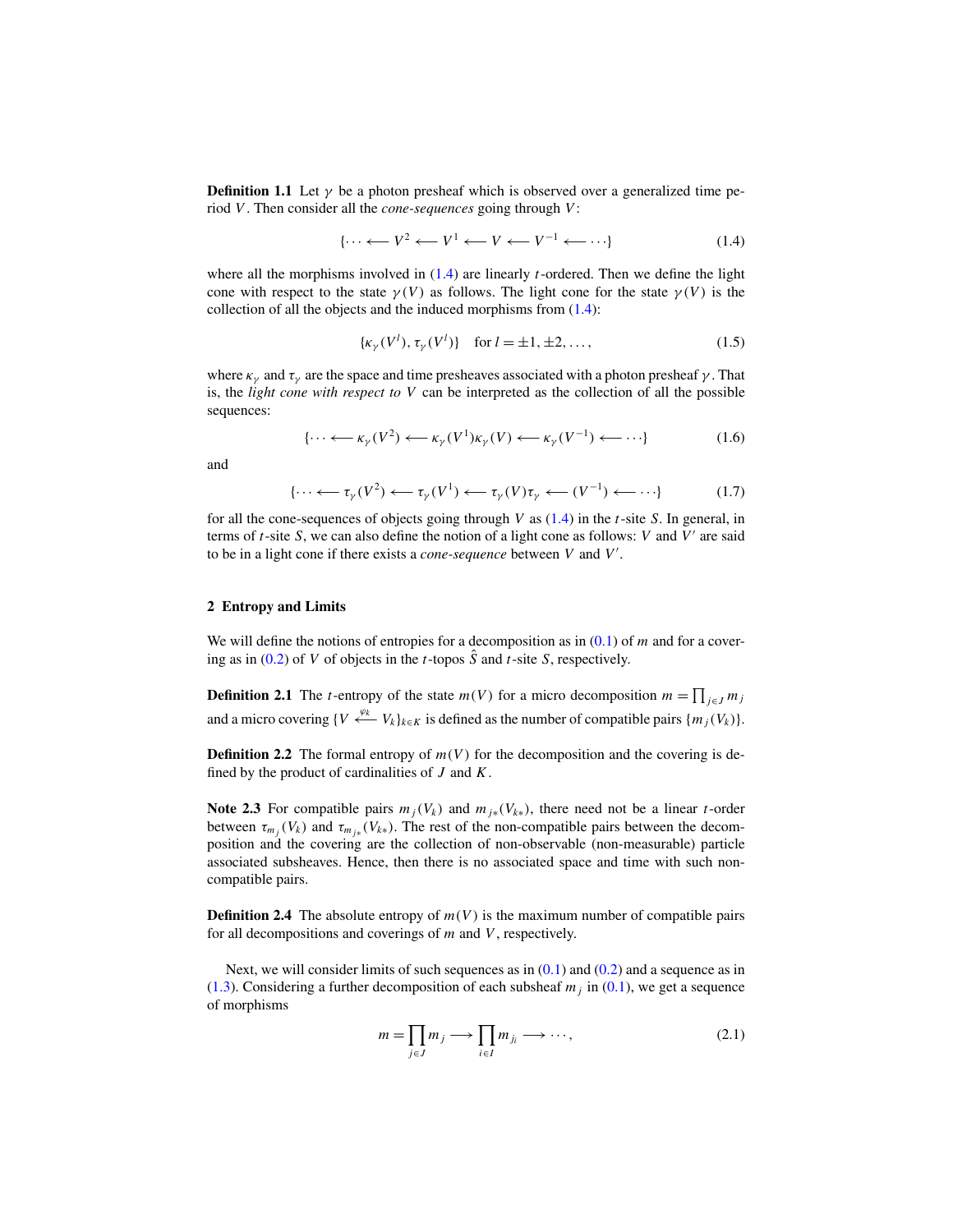**Definition 1.1** Let $\gamma$ be a photon presheaf which is observed over a generalized time period $V$. Then consider all the *cone-sequences* going through $V$:

$$\{\cdots \longleftarrow V^2 \longleftarrow V^1 \longleftarrow V \longleftarrow V^{-1} \longleftarrow \cdots\} \tag{1.4}$$

where all the morphisms involved in (1.4) are linearly $t$-ordered. Then we define the light cone with respect to the state $\gamma(V)$ as follows. The light cone for the state $\gamma(V)$ is the collection of all the objects and the induced morphisms from (1.4):

$$\{\kappa_\gamma(V^l), \tau_\gamma(V^l)\} \quad \text{for } l = \pm 1, \pm 2, \ldots, \tag{1.5}$$

where $\kappa_\gamma$ and $\tau_\gamma$ are the space and time presheaves associated with a photon presheaf $\gamma$. That is, the *light cone with respect to* $V$ can be interpreted as the collection of all the possible sequences:

$$\{\cdots \longleftarrow \kappa_\gamma(V^2) \longleftarrow \kappa_\gamma(V^1)\kappa_\gamma(V) \longleftarrow \kappa_\gamma(V^{-1}) \longleftarrow \cdots\} \tag{1.6}$$

and

$$\{\cdots \longleftarrow \tau_\gamma(V^2) \longleftarrow \tau_\gamma(V^1) \longleftarrow \tau_\gamma(V)\tau_\gamma \longleftarrow (V^{-1}) \longleftarrow \cdots\} \tag{1.7}$$

for all the cone-sequences of objects going through $V$ as (1.4) in the $t$-site $S$. In general, in terms of $t$-site $S$, we can also define the notion of a light cone as follows: $V$ and $V'$ are said to be in a light cone if there exists a *cone-sequence* between $V$ and $V'$.

## 2 Entropy and Limits

We will define the notions of entropies for a decomposition as in (0.1) of $m$ and for a covering as in (0.2) of $V$ of objects in the $t$-topos $\hat{S}$ and $t$-site $S$, respectively.

**Definition 2.1** The $t$-entropy of the state $m(V)$ for a micro decomposition $m = \prod_{j \in J} m_j$ and a micro covering $\{V \overset{\varphi_k}{\longleftarrow} V_k\}_{k \in K}$ is defined as the number of compatible pairs $\{m_j(V_k)\}$.

**Definition 2.2** The formal entropy of $m(V)$ for the decomposition and the covering is defined by the product of cardinalities of $J$ and $K$.

**Note 2.3** For compatible pairs $m_j(V_k)$ and $m_{j*}(V_{k*})$, there need not be a linear $t$-order between $\tau_{m_j}(V_k)$ and $\tau_{m_{j*}}(V_{k*})$. The rest of the non-compatible pairs between the decomposition and the covering are the collection of non-observable (non-measurable) particle associated subsheaves. Hence, then there is no associated space and time with such non-compatible pairs.

**Definition 2.4** The absolute entropy of $m(V)$ is the maximum number of compatible pairs for all decompositions and coverings of $m$ and $V$, respectively.

Next, we will consider limits of such sequences as in (0.1) and (0.2) and a sequence as in (1.3). Considering a further decomposition of each subsheaf $m_j$ in (0.1), we get a sequence of morphisms

$$m = \prod_{j \in J} m_j \longrightarrow \prod_{i \in I} m_{j_i} \longrightarrow \cdots, \tag{2.1}$$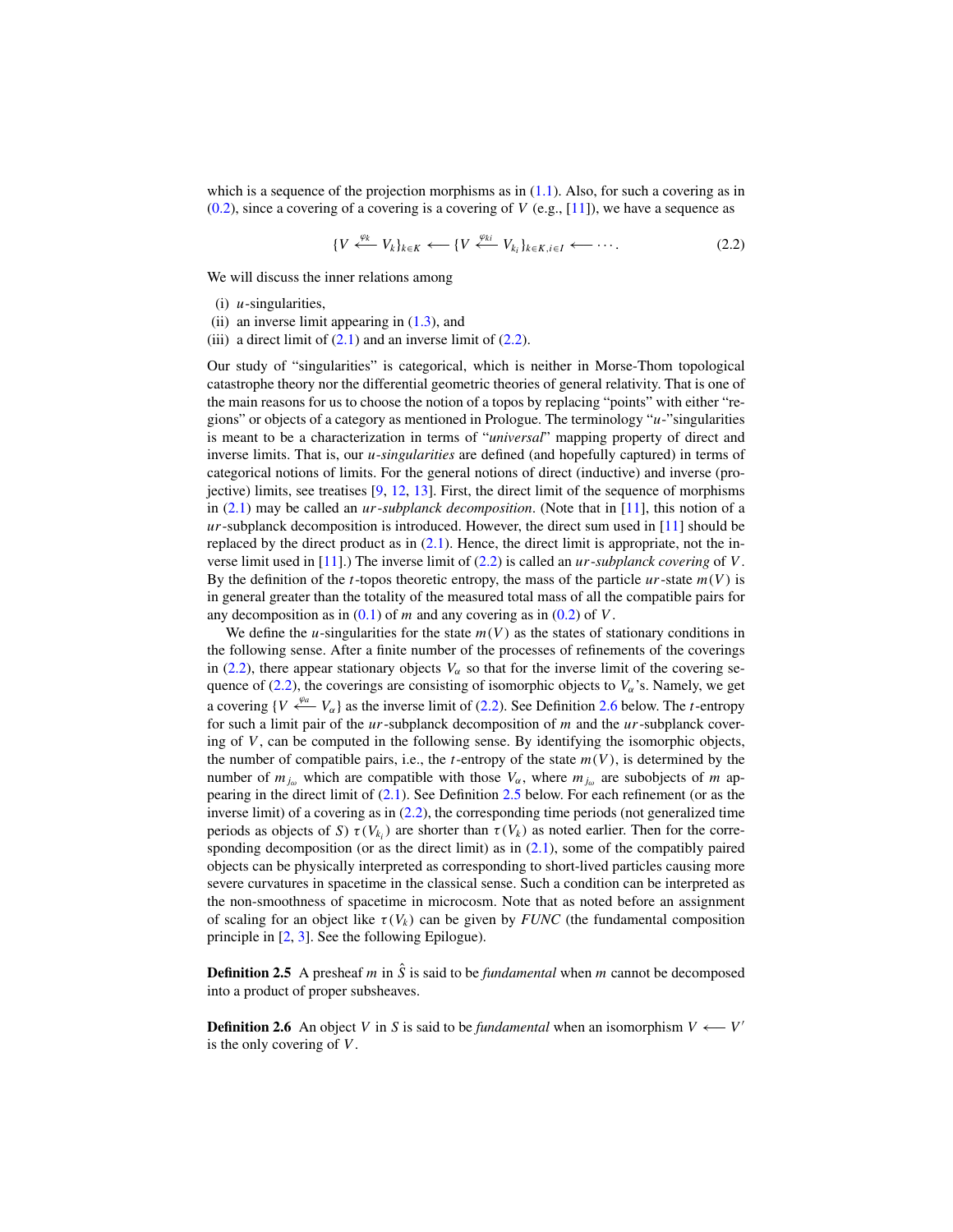which is a sequence of the projection morphisms as in (1.1). Also, for such a covering as in (0.2), since a covering of a covering is a covering of $V$ (e.g., [11]), we have a sequence as

$$\{V \xleftarrow{\varphi_k} V_k\}_{k \in K} \longleftarrow \{V \xleftarrow{\varphi_{ki}} V_{k_i}\}_{k \in K, i \in I} \longleftarrow \cdots. \tag{2.2}$$

We will discuss the inner relations among

(i) $u$-singularities,
(ii) an inverse limit appearing in (1.3), and
(iii) a direct limit of (2.1) and an inverse limit of (2.2).

Our study of "singularities" is categorical, which is neither in Morse-Thom topological catastrophe theory nor the differential geometric theories of general relativity. That is one of the main reasons for us to choose the notion of a topos by replacing "points" with either "regions" or objects of a category as mentioned in Prologue. The terminology "$u$-"singularities is meant to be a characterization in terms of "*universal*" mapping property of direct and inverse limits. That is, our *$u$-singularities* are defined (and hopefully captured) in terms of categorical notions of limits. For the general notions of direct (inductive) and inverse (projective) limits, see treatises [9, 12, 13]. First, the direct limit of the sequence of morphisms in (2.1) may be called an *$ur$-subplanck decomposition*. (Note that in [11], this notion of a $ur$-subplanck decomposition is introduced. However, the direct sum used in [11] should be replaced by the direct product as in (2.1). Hence, the direct limit is appropriate, not the inverse limit used in [11].) The inverse limit of (2.2) is called an *$ur$-subplanck covering* of $V$. By the definition of the $t$-topos theoretic entropy, the mass of the particle $ur$-state $m(V)$ is in general greater than the totality of the measured total mass of all the compatible pairs for any decomposition as in (0.1) of $m$ and any covering as in (0.2) of $V$.

We define the $u$-singularities for the state $m(V)$ as the states of stationary conditions in the following sense. After a finite number of the processes of refinements of the coverings in (2.2), there appear stationary objects $V_\alpha$ so that for the inverse limit of the covering sequence of (2.2), the coverings are consisting of isomorphic objects to $V_\alpha$'s. Namely, we get a covering $\{V \xleftarrow{\varphi_\alpha} V_\alpha\}$ as the inverse limit of (2.2). See Definition 2.6 below. The $t$-entropy for such a limit pair of the $ur$-subplanck decomposition of $m$ and the $ur$-subplanck covering of $V$, can be computed in the following sense. By identifying the isomorphic objects, the number of compatible pairs, i.e., the $t$-entropy of the state $m(V)$, is determined by the number of $m_{j_\omega}$ which are compatible with those $V_\alpha$, where $m_{j_\omega}$ are subobjects of $m$ appearing in the direct limit of (2.1). See Definition 2.5 below. For each refinement (or as the inverse limit) of a covering as in (2.2), the corresponding time periods (not generalized time periods as objects of $S$) $\tau(V_{k_i})$ are shorter than $\tau(V_k)$ as noted earlier. Then for the corresponding decomposition (or as the direct limit) as in (2.1), some of the compatibly paired objects can be physically interpreted as corresponding to short-lived particles causing more severe curvatures in spacetime in the classical sense. Such a condition can be interpreted as the non-smoothness of spacetime in microcosm. Note that as noted before an assignment of scaling for an object like $\tau(V_k)$ can be given by *FUNC* (the fundamental composition principle in [2, 3]. See the following Epilogue).

**Definition 2.5** A presheaf $m$ in $\hat{S}$ is said to be *fundamental* when $m$ cannot be decomposed into a product of proper subsheaves.

**Definition 2.6** An object $V$ in $S$ is said to be *fundamental* when an isomorphism $V \longleftarrow V'$ is the only covering of $V$.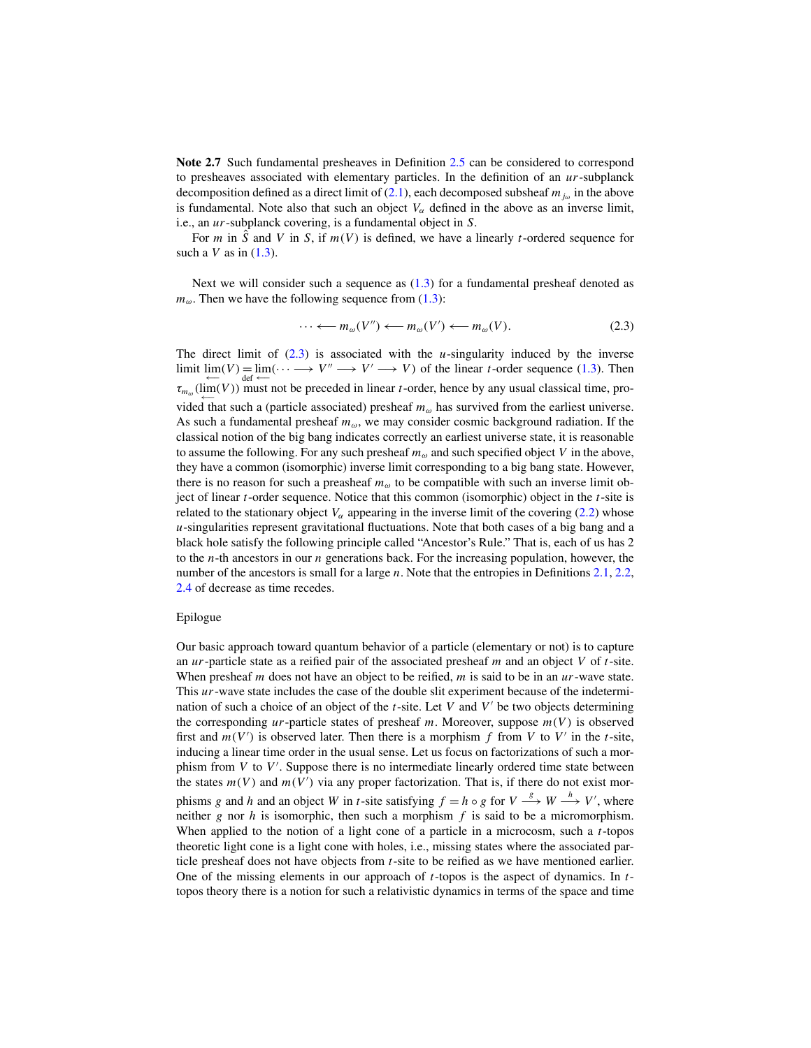**Note 2.7** Such fundamental presheaves in Definition 2.5 can be considered to correspond to presheaves associated with elementary particles. In the definition of an $ur$-subplanck decomposition defined as a direct limit of (2.1), each decomposed subsheaf $m_{j_\omega}$ in the above is fundamental. Note also that such an object $V_\alpha$ defined in the above as an inverse limit, i.e., an $ur$-subplanck covering, is a fundamental object in $S$.

For $m$ in $\hat{S}$ and $V$ in $S$, if $m(V)$ is defined, we have a linearly $t$-ordered sequence for such a $V$ as in (1.3).

Next we will consider such a sequence as (1.3) for a fundamental presheaf denoted as $m_\omega$. Then we have the following sequence from (1.3):

$$\cdots \longleftarrow m_\omega(V'') \longleftarrow m_\omega(V') \longleftarrow m_\omega(V). \tag{2.3}$$

The direct limit of (2.3) is associated with the $u$-singularity induced by the inverse limit $\varprojlim(V) \underset{\text{def}}{=} \varprojlim(\cdots \longrightarrow V'' \longrightarrow V' \longrightarrow V)$ of the linear $t$-order sequence (1.3). Then $\tau_{m_\omega}(\varprojlim(V))$ must not be preceded in linear $t$-order, hence by any usual classical time, provided that such a (particle associated) presheaf $m_\omega$ has survived from the earliest universe. As such a fundamental presheaf $m_\omega$, we may consider cosmic background radiation. If the classical notion of the big bang indicates correctly an earliest universe state, it is reasonable to assume the following. For any such presheaf $m_\omega$ and such specified object $V$ in the above, they have a common (isomorphic) inverse limit corresponding to a big bang state. However, there is no reason for such a preasheaf $m_\omega$ to be compatible with such an inverse limit object of linear $t$-order sequence. Notice that this common (isomorphic) object in the $t$-site is related to the stationary object $V_\alpha$ appearing in the inverse limit of the covering (2.2) whose $u$-singularities represent gravitational fluctuations. Note that both cases of a big bang and a black hole satisfy the following principle called "Ancestor's Rule." That is, each of us has 2 to the $n$-th ancestors in our $n$ generations back. For the increasing population, however, the number of the ancestors is small for a large $n$. Note that the entropies in Definitions 2.1, 2.2, 2.4 of decrease as time recedes.

Epilogue

Our basic approach toward quantum behavior of a particle (elementary or not) is to capture an $ur$-particle state as a reified pair of the associated presheaf $m$ and an object $V$ of $t$-site. When presheaf $m$ does not have an object to be reified, $m$ is said to be in an $ur$-wave state. This $ur$-wave state includes the case of the double slit experiment because of the indetermination of such a choice of an object of the $t$-site. Let $V$ and $V'$ be two objects determining the corresponding $ur$-particle states of presheaf $m$. Moreover, suppose $m(V)$ is observed first and $m(V')$ is observed later. Then there is a morphism $f$ from $V$ to $V'$ in the $t$-site, inducing a linear time order in the usual sense. Let us focus on factorizations of such a morphism from $V$ to $V'$. Suppose there is no intermediate linearly ordered time state between the states $m(V)$ and $m(V')$ via any proper factorization. That is, if there do not exist morphisms $g$ and $h$ and an object $W$ in $t$-site satisfying $f = h \circ g$ for $V \xrightarrow{g} W \xrightarrow{h} V'$, where neither $g$ nor $h$ is isomorphic, then such a morphism $f$ is said to be a micromorphism. When applied to the notion of a light cone of a particle in a microcosm, such a $t$-topos theoretic light cone is a light cone with holes, i.e., missing states where the associated particle presheaf does not have objects from $t$-site to be reified as we have mentioned earlier. One of the missing elements in our approach of $t$-topos is the aspect of dynamics. In $t$-topos theory there is a notion for such a relativistic dynamics in terms of the space and time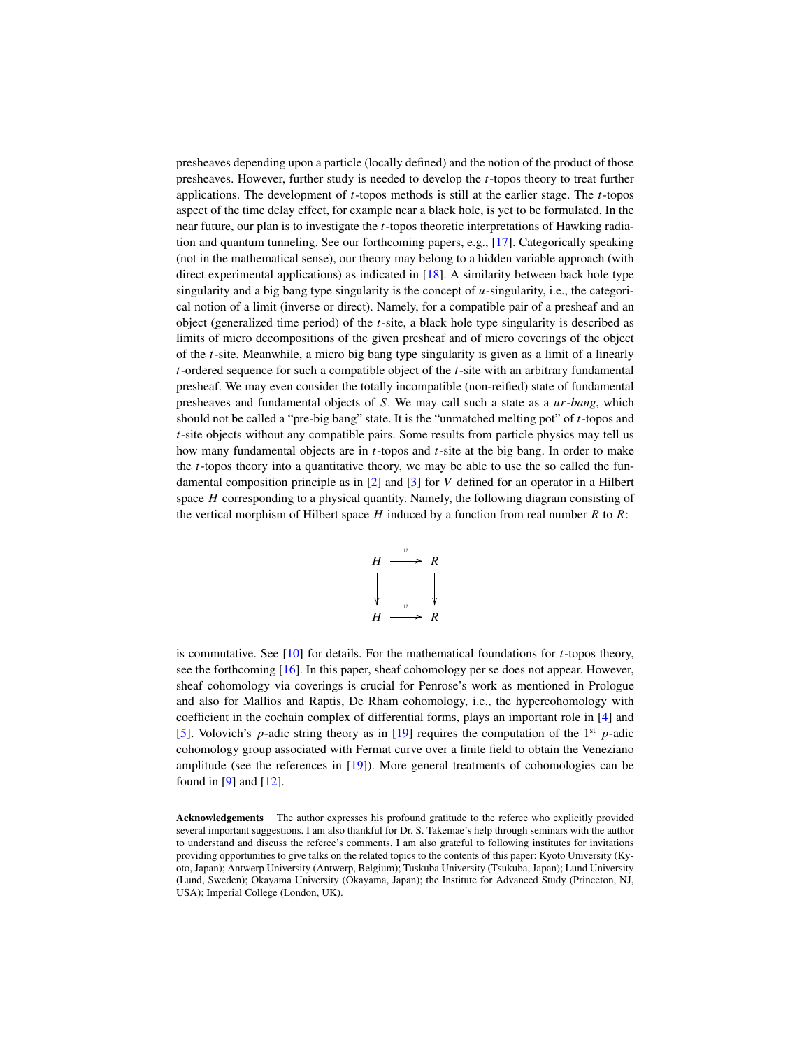presheaves depending upon a particle (locally defined) and the notion of the product of those presheaves. However, further study is needed to develop the $t$-topos theory to treat further applications. The development of $t$-topos methods is still at the earlier stage. The $t$-topos aspect of the time delay effect, for example near a black hole, is yet to be formulated. In the near future, our plan is to investigate the $t$-topos theoretic interpretations of Hawking radiation and quantum tunneling. See our forthcoming papers, e.g., [17]. Categorically speaking (not in the mathematical sense), our theory may belong to a hidden variable approach (with direct experimental applications) as indicated in [18]. A similarity between back hole type singularity and a big bang type singularity is the concept of $u$-singularity, i.e., the categorical notion of a limit (inverse or direct). Namely, for a compatible pair of a presheaf and an object (generalized time period) of the $t$-site, a black hole type singularity is described as limits of micro decompositions of the given presheaf and of micro coverings of the object of the $t$-site. Meanwhile, a micro big bang type singularity is given as a limit of a linearly $t$-ordered sequence for such a compatible object of the $t$-site with an arbitrary fundamental presheaf. We may even consider the totally incompatible (non-reified) state of fundamental presheaves and fundamental objects of $S$. We may call such a state as a *ur-bang*, which should not be called a "pre-big bang" state. It is the "unmatched melting pot" of $t$-topos and $t$-site objects without any compatible pairs. Some results from particle physics may tell us how many fundamental objects are in $t$-topos and $t$-site at the big bang. In order to make the $t$-topos theory into a quantitative theory, we may be able to use the so called the fundamental composition principle as in [2] and [3] for $V$ defined for an operator in a Hilbert space $H$ corresponding to a physical quantity. Namely, the following diagram consisting of the vertical morphism of Hilbert space $H$ induced by a function from real number $R$ to $R$:

$$
\begin{array}{ccc}
H & \xrightarrow{v} & R \\
\downarrow & & \downarrow \\
H & \xrightarrow{v} & R
\end{array}
$$

is commutative. See [10] for details. For the mathematical foundations for $t$-topos theory, see the forthcoming [16]. In this paper, sheaf cohomology per se does not appear. However, sheaf cohomology via coverings is crucial for Penrose's work as mentioned in Prologue and also for Mallios and Raptis, De Rham cohomology, i.e., the hypercohomology with coefficient in the cochain complex of differential forms, plays an important role in [4] and [5]. Volovich's $p$-adic string theory as in [19] requires the computation of the $1^{\text{st}}$ $p$-adic cohomology group associated with Fermat curve over a finite field to obtain the Veneziano amplitude (see the references in [19]). More general treatments of cohomologies can be found in [9] and [12].

**Acknowledgements** The author expresses his profound gratitude to the referee who explicitly provided several important suggestions. I am also thankful for Dr. S. Takemae's help through seminars with the author to understand and discuss the referee's comments. I am also grateful to following institutes for invitations providing opportunities to give talks on the related topics to the contents of this paper: Kyoto University (Kyoto, Japan); Antwerp University (Antwerp, Belgium); Tuskuba University (Tsukuba, Japan); Lund University (Lund, Sweden); Okayama University (Okayama, Japan); the Institute for Advanced Study (Princeton, NJ, USA); Imperial College (London, UK).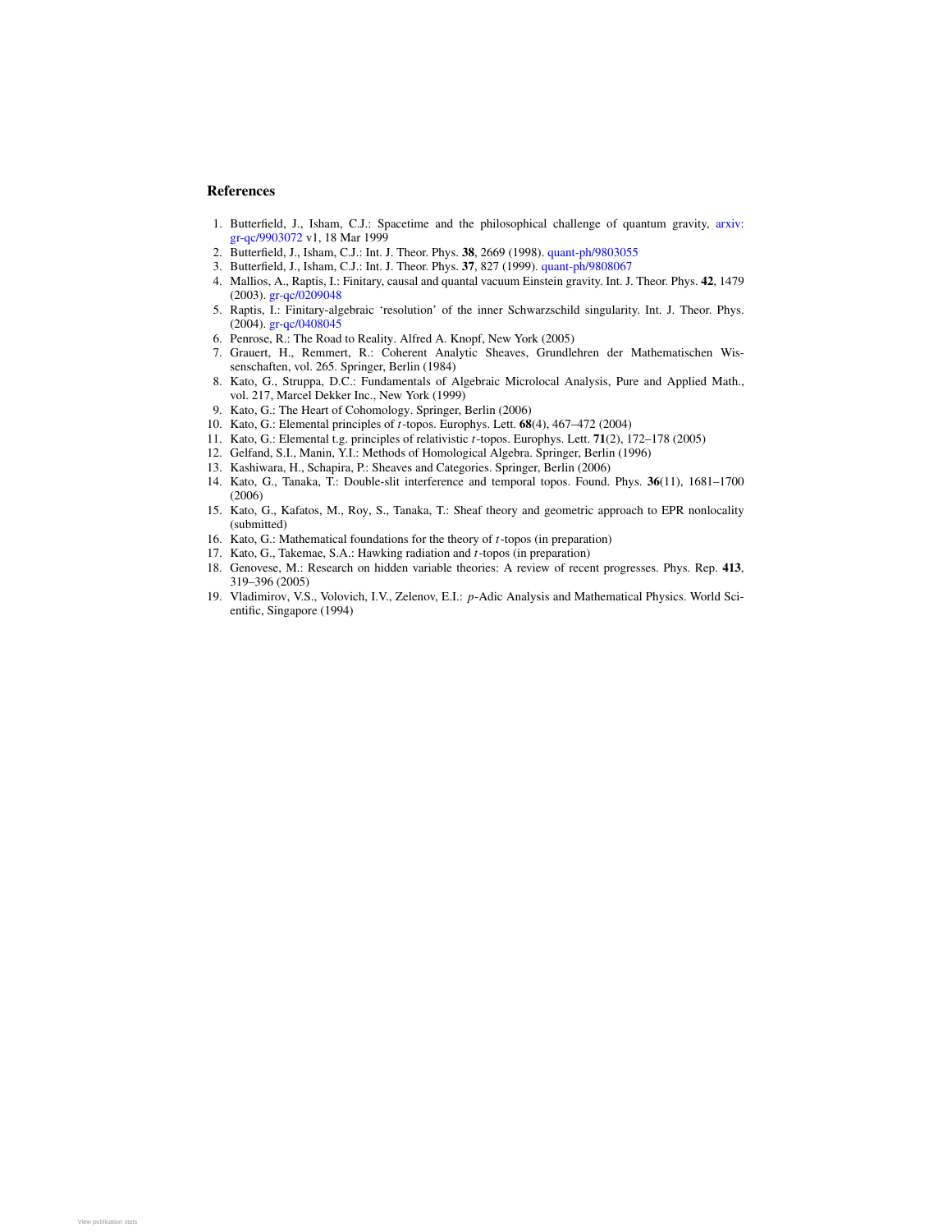## References

1. Butterfield, J., Isham, C.J.: Spacetime and the philosophical challenge of quantum gravity, arxiv: gr-qc/9903072 v1, 18 Mar 1999
2. Butterfield, J., Isham, C.J.: Int. J. Theor. Phys. **38**, 2669 (1998). quant-ph/9803055
3. Butterfield, J., Isham, C.J.: Int. J. Theor. Phys. **37**, 827 (1999). quant-ph/9808067
4. Mallios, A., Raptis, I.: Finitary, causal and quantal vacuum Einstein gravity. Int. J. Theor. Phys. **42**, 1479 (2003). gr-qc/0209048
5. Raptis, I.: Finitary-algebraic 'resolution' of the inner Schwarzschild singularity. Int. J. Theor. Phys. (2004). gr-qc/0408045
6. Penrose, R.: The Road to Reality. Alfred A. Knopf, New York (2005)
7. Grauert, H., Remmert, R.: Coherent Analytic Sheaves, Grundlehren der Mathematischen Wissenschaften, vol. 265. Springer, Berlin (1984)
8. Kato, G., Struppa, D.C.: Fundamentals of Algebraic Microlocal Analysis, Pure and Applied Math., vol. 217, Marcel Dekker Inc., New York (1999)
9. Kato, G.: The Heart of Cohomology. Springer, Berlin (2006)
10. Kato, G.: Elemental principles of $t$-topos. Europhys. Lett. **68**(4), 467–472 (2004)
11. Kato, G.: Elemental t.g. principles of relativistic $t$-topos. Europhys. Lett. **71**(2), 172–178 (2005)
12. Gelfand, S.I., Manin, Y.I.: Methods of Homological Algebra. Springer, Berlin (1996)
13. Kashiwara, H., Schapira, P.: Sheaves and Categories. Springer, Berlin (2006)
14. Kato, G., Tanaka, T.: Double-slit interference and temporal topos. Found. Phys. **36**(11), 1681–1700 (2006)
15. Kato, G., Kafatos, M., Roy, S., Tanaka, T.: Sheaf theory and geometric approach to EPR nonlocality (submitted)
16. Kato, G.: Mathematical foundations for the theory of $t$-topos (in preparation)
17. Kato, G., Takemae, S.A.: Hawking radiation and $t$-topos (in preparation)
18. Genovese, M.: Research on hidden variable theories: A review of recent progresses. Phys. Rep. **413**, 319–396 (2005)
19. Vladimirov, V.S., Volovich, I.V., Zelenov, E.I.: $p$-Adic Analysis and Mathematical Physics. World Scientific, Singapore (1994)